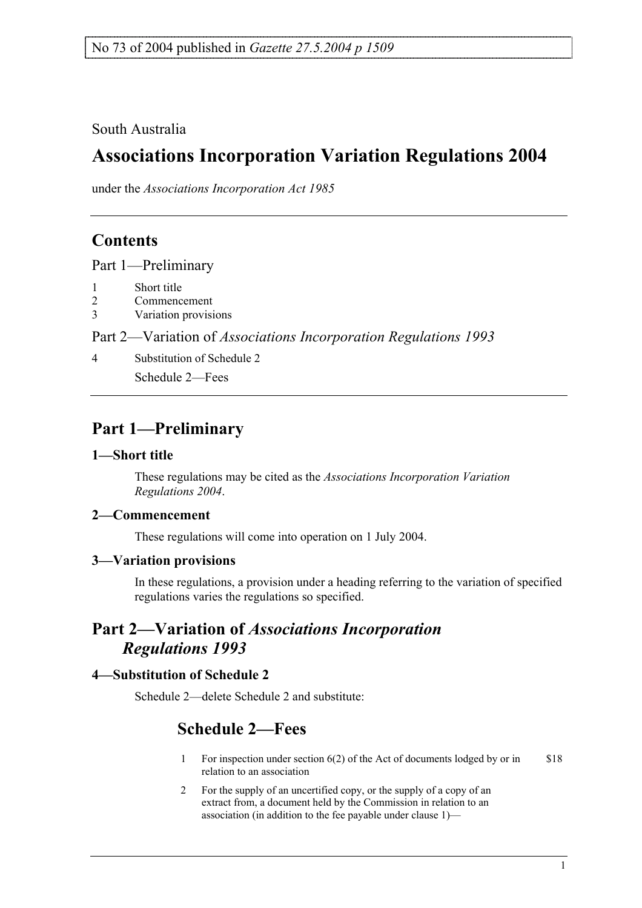No 73 of 2004 published in *Gazette 27.5.2004 p 1509*

South Australia

# Associations Incorporation Variation Regulations 2004

under the *Associations Incorporation Act 1985*

## Contents

Part 1—Preliminary

1 Short title
2 Commencement
3 Variation provisions

Part 2—Variation of *Associations Incorporation Regulations 1993*

4 Substitution of Schedule 2

Schedule 2—Fees

## Part 1—Preliminary

### 1—Short title

These regulations may be cited as the *Associations Incorporation Variation Regulations 2004*.

### 2—Commencement

These regulations will come into operation on 1 July 2004.

### 3—Variation provisions

In these regulations, a provision under a heading referring to the variation of specified regulations varies the regulations so specified.

## Part 2—Variation of *Associations Incorporation Regulations 1993*

### 4—Substitution of Schedule 2

Schedule 2—delete Schedule 2 and substitute:

## Schedule 2—Fees

| | | |
|---|---|---|
| 1 | For inspection under section 6(2) of the Act of documents lodged by or in relation to an association | $18 |
| 2 | For the supply of an uncertified copy, or the supply of a copy of an extract from, a document held by the Commission in relation to an association (in addition to the fee payable under clause 1)— | |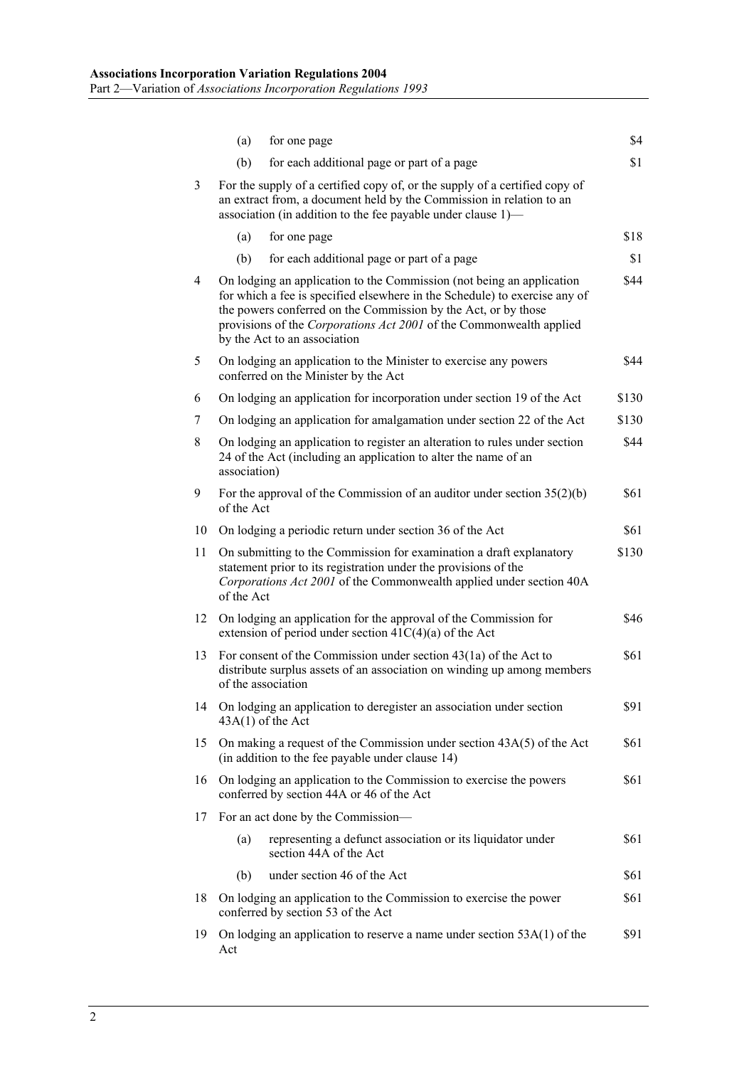| | | | |
|---|---|---|---|
| | (a) | for one page | \$4 |
| | (b) | for each additional page or part of a page | \$1 |
| 3 | For the supply of a certified copy of, or the supply of a certified copy of an extract from, a document held by the Commission in relation to an association (in addition to the fee payable under clause 1)— | | |
| | (a) | for one page | \$18 |
| | (b) | for each additional page or part of a page | \$1 |
| 4 | On lodging an application to the Commission (not being an application for which a fee is specified elsewhere in the Schedule) to exercise any of the powers conferred on the Commission by the Act, or by those provisions of the *Corporations Act 2001* of the Commonwealth applied by the Act to an association | | \$44 |
| 5 | On lodging an application to the Minister to exercise any powers conferred on the Minister by the Act | | \$44 |
| 6 | On lodging an application for incorporation under section 19 of the Act | | \$130 |
| 7 | On lodging an application for amalgamation under section 22 of the Act | | \$130 |
| 8 | On lodging an application to register an alteration to rules under section 24 of the Act (including an application to alter the name of an association) | | \$44 |
| 9 | For the approval of the Commission of an auditor under section 35(2)(b) of the Act | | \$61 |
| 10 | On lodging a periodic return under section 36 of the Act | | \$61 |
| 11 | On submitting to the Commission for examination a draft explanatory statement prior to its registration under the provisions of the *Corporations Act 2001* of the Commonwealth applied under section 40A of the Act | | \$130 |
| 12 | On lodging an application for the approval of the Commission for extension of period under section 41C(4)(a) of the Act | | \$46 |
| 13 | For consent of the Commission under section 43(1a) of the Act to distribute surplus assets of an association on winding up among members of the association | | \$61 |
| 14 | On lodging an application to deregister an association under section 43A(1) of the Act | | \$91 |
| 15 | On making a request of the Commission under section 43A(5) of the Act (in addition to the fee payable under clause 14) | | \$61 |
| 16 | On lodging an application to the Commission to exercise the powers conferred by section 44A or 46 of the Act | | \$61 |
| 17 | For an act done by the Commission— | | |
| | (a) | representing a defunct association or its liquidator under section 44A of the Act | \$61 |
| | (b) | under section 46 of the Act | \$61 |
| 18 | On lodging an application to the Commission to exercise the power conferred by section 53 of the Act | | \$61 |
| 19 | On lodging an application to reserve a name under section 53A(1) of the Act | | \$91 |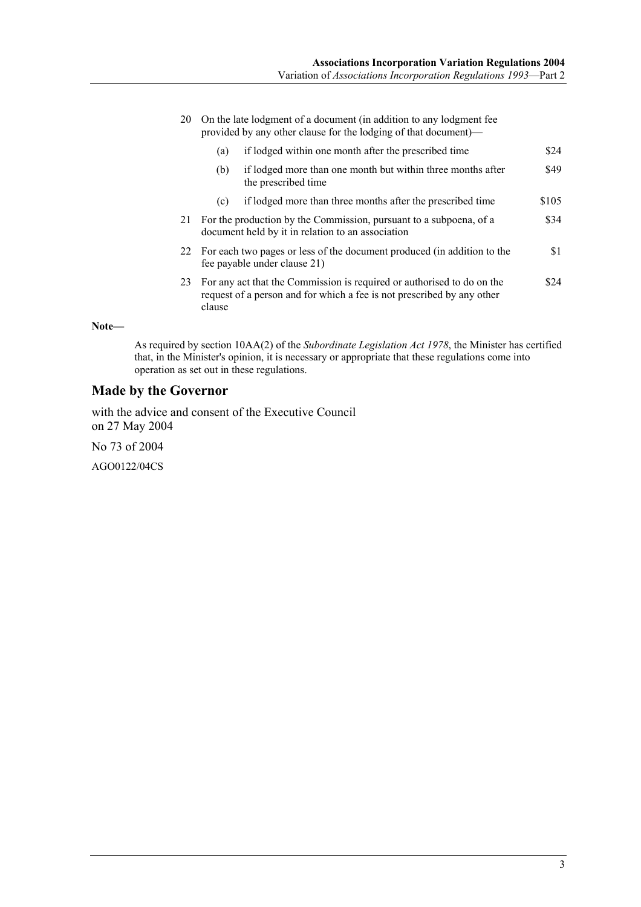| | | | |
|---|---|---|---|
| 20 | On the late lodgment of a document (in addition to any lodgment fee provided by any other clause for the lodging of that document)— | | |
| | (a) | if lodged within one month after the prescribed time | $24 |
| | (b) | if lodged more than one month but within three months after the prescribed time | $49 |
| | (c) | if lodged more than three months after the prescribed time | $105 |
| 21 | For the production by the Commission, pursuant to a subpoena, of a document held by it in relation to an association | | $34 |
| 22 | For each two pages or less of the document produced (in addition to the fee payable under clause 21) | | $1 |
| 23 | For any act that the Commission is required or authorised to do on the request of a person and for which a fee is not prescribed by any other clause | | $24 |

**Note—**

As required by section 10AA(2) of the *Subordinate Legislation Act 1978*, the Minister has certified that, in the Minister's opinion, it is necessary or appropriate that these regulations come into operation as set out in these regulations.

## Made by the Governor

with the advice and consent of the Executive Council on 27 May 2004

No 73 of 2004

AGO0122/04CS